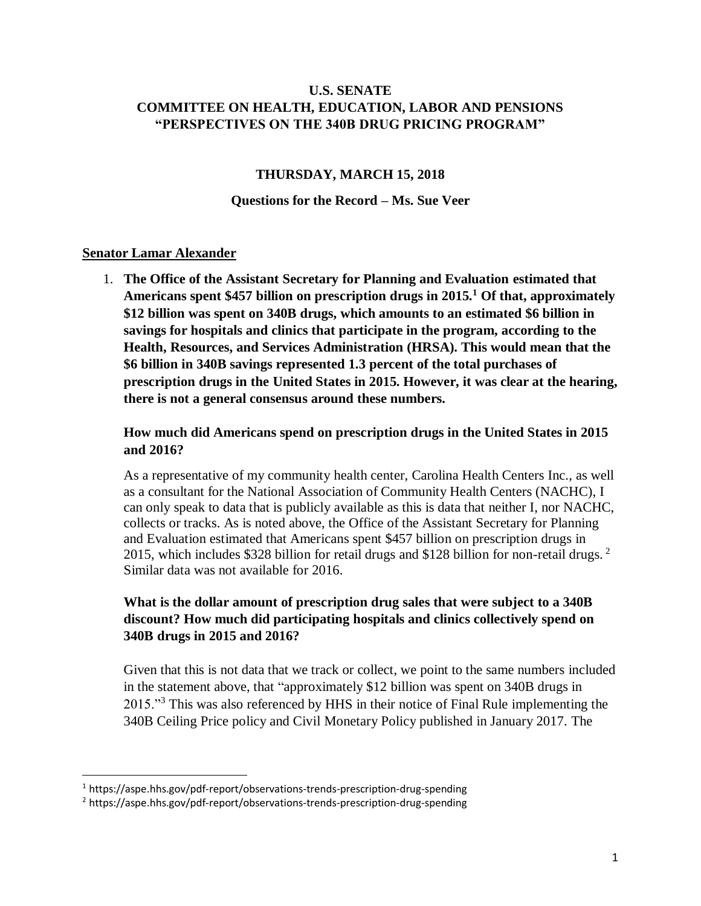**U.S. SENATE**
**COMMITTEE ON HEALTH, EDUCATION, LABOR AND PENSIONS**
**"PERSPECTIVES ON THE 340B DRUG PRICING PROGRAM"**

**THURSDAY, MARCH 15, 2018**

**Questions for the Record – Ms. Sue Veer**

## Senator Lamar Alexander

1. **The Office of the Assistant Secretary for Planning and Evaluation estimated that Americans spent $457 billion on prescription drugs in 2015.[1] Of that, approximately $12 billion was spent on 340B drugs, which amounts to an estimated $6 billion in savings for hospitals and clinics that participate in the program, according to the Health, Resources, and Services Administration (HRSA). This would mean that the $6 billion in 340B savings represented 1.3 percent of the total purchases of prescription drugs in the United States in 2015. However, it was clear at the hearing, there is not a general consensus around these numbers.**

   **How much did Americans spend on prescription drugs in the United States in 2015 and 2016?**

   As a representative of my community health center, Carolina Health Centers Inc., as well as a consultant for the National Association of Community Health Centers (NACHC), I can only speak to data that is publicly available as this is data that neither I, nor NACHC, collects or tracks. As is noted above, the Office of the Assistant Secretary for Planning and Evaluation estimated that Americans spent $457 billion on prescription drugs in 2015, which includes $328 billion for retail drugs and $128 billion for non-retail drugs.[2] Similar data was not available for 2016.

   **What is the dollar amount of prescription drug sales that were subject to a 340B discount? How much did participating hospitals and clinics collectively spend on 340B drugs in 2015 and 2016?**

   Given that this is not data that we track or collect, we point to the same numbers included in the statement above, that "approximately $12 billion was spent on 340B drugs in 2015."[3] This was also referenced by HHS in their notice of Final Rule implementing the 340B Ceiling Price policy and Civil Monetary Policy published in January 2017. The

[1] https://aspe.hhs.gov/pdf-report/observations-trends-prescription-drug-spending

[2] https://aspe.hhs.gov/pdf-report/observations-trends-prescription-drug-spending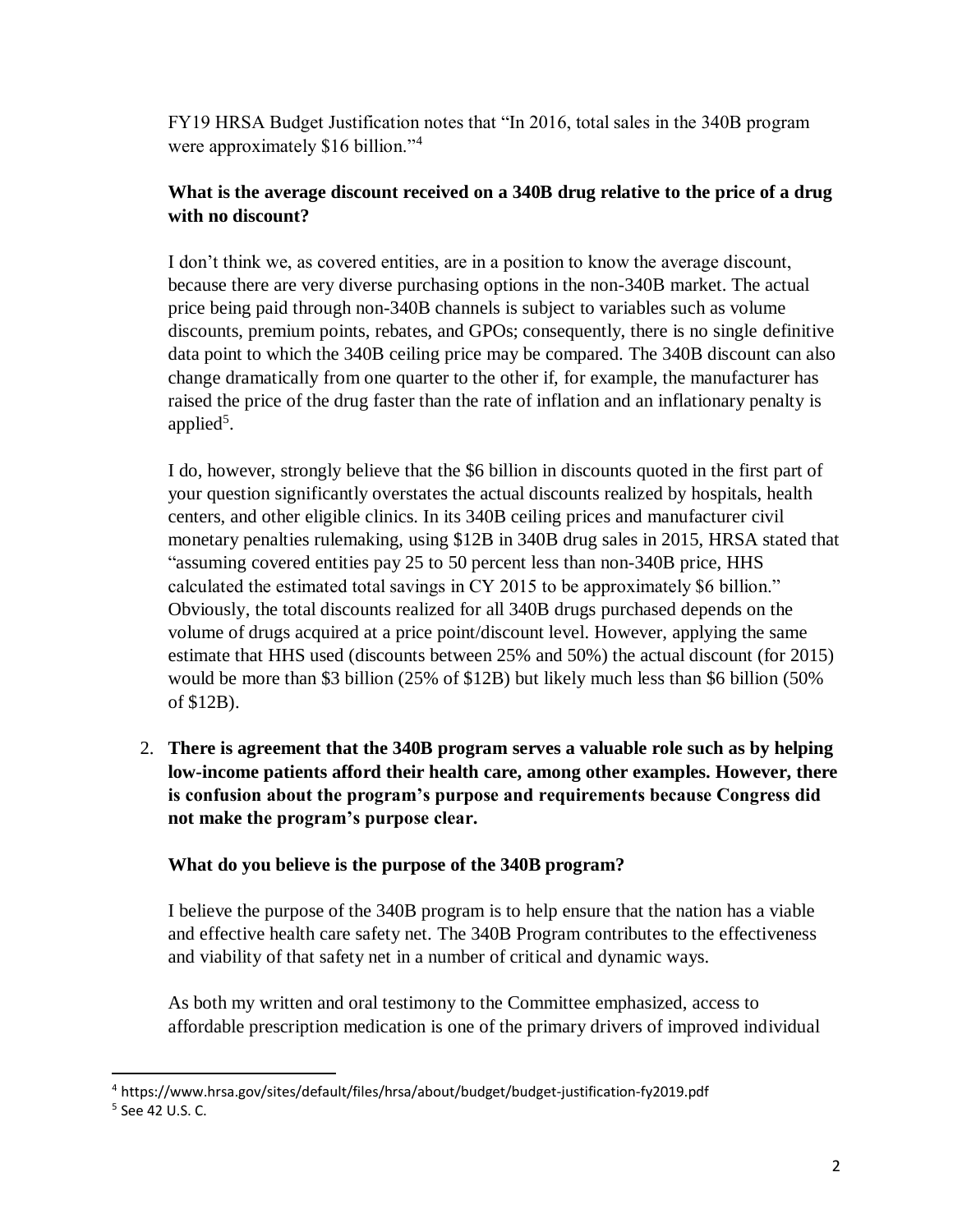FY19 HRSA Budget Justification notes that "In 2016, total sales in the 340B program were approximately $16 billion."[4]

**What is the average discount received on a 340B drug relative to the price of a drug with no discount?**

I don't think we, as covered entities, are in a position to know the average discount, because there are very diverse purchasing options in the non-340B market. The actual price being paid through non-340B channels is subject to variables such as volume discounts, premium points, rebates, and GPOs; consequently, there is no single definitive data point to which the 340B ceiling price may be compared. The 340B discount can also change dramatically from one quarter to the other if, for example, the manufacturer has raised the price of the drug faster than the rate of inflation and an inflationary penalty is applied[5].

I do, however, strongly believe that the $6 billion in discounts quoted in the first part of your question significantly overstates the actual discounts realized by hospitals, health centers, and other eligible clinics. In its 340B ceiling prices and manufacturer civil monetary penalties rulemaking, using $12B in 340B drug sales in 2015, HRSA stated that "assuming covered entities pay 25 to 50 percent less than non-340B price, HHS calculated the estimated total savings in CY 2015 to be approximately $6 billion." Obviously, the total discounts realized for all 340B drugs purchased depends on the volume of drugs acquired at a price point/discount level. However, applying the same estimate that HHS used (discounts between 25% and 50%) the actual discount (for 2015) would be more than $3 billion (25% of $12B) but likely much less than $6 billion (50% of $12B).

2. **There is agreement that the 340B program serves a valuable role such as by helping low-income patients afford their health care, among other examples. However, there is confusion about the program's purpose and requirements because Congress did not make the program's purpose clear.**

   **What do you believe is the purpose of the 340B program?**

   I believe the purpose of the 340B program is to help ensure that the nation has a viable and effective health care safety net. The 340B Program contributes to the effectiveness and viability of that safety net in a number of critical and dynamic ways.

   As both my written and oral testimony to the Committee emphasized, access to affordable prescription medication is one of the primary drivers of improved individual

---

[4] https://www.hrsa.gov/sites/default/files/hrsa/about/budget/budget-justification-fy2019.pdf

[5] See 42 U.S. C.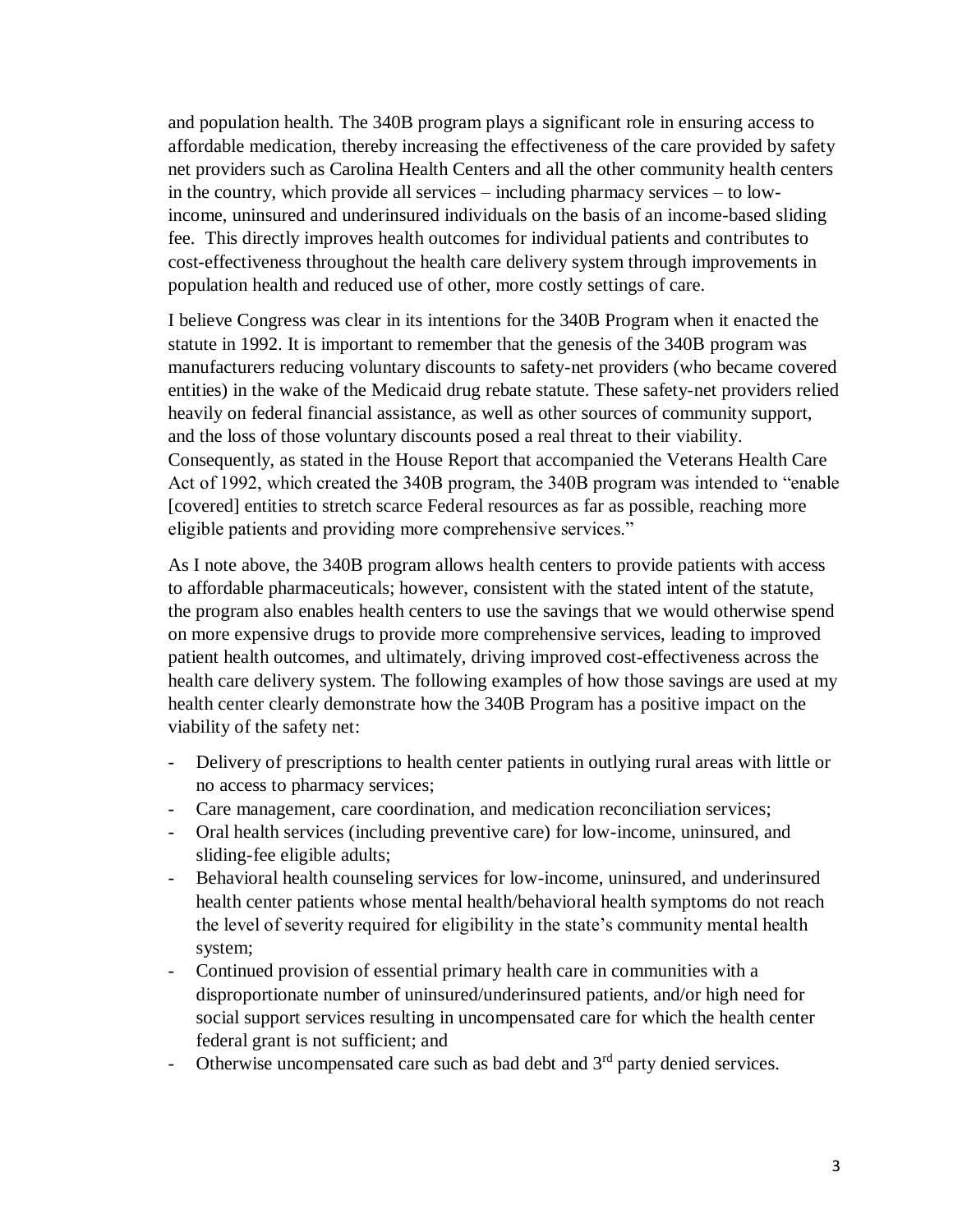and population health. The 340B program plays a significant role in ensuring access to affordable medication, thereby increasing the effectiveness of the care provided by safety net providers such as Carolina Health Centers and all the other community health centers in the country, which provide all services – including pharmacy services – to low-income, uninsured and underinsured individuals on the basis of an income-based sliding fee. This directly improves health outcomes for individual patients and contributes to cost-effectiveness throughout the health care delivery system through improvements in population health and reduced use of other, more costly settings of care.

I believe Congress was clear in its intentions for the 340B Program when it enacted the statute in 1992. It is important to remember that the genesis of the 340B program was manufacturers reducing voluntary discounts to safety-net providers (who became covered entities) in the wake of the Medicaid drug rebate statute. These safety-net providers relied heavily on federal financial assistance, as well as other sources of community support, and the loss of those voluntary discounts posed a real threat to their viability. Consequently, as stated in the House Report that accompanied the Veterans Health Care Act of 1992, which created the 340B program, the 340B program was intended to "enable [covered] entities to stretch scarce Federal resources as far as possible, reaching more eligible patients and providing more comprehensive services."

As I note above, the 340B program allows health centers to provide patients with access to affordable pharmaceuticals; however, consistent with the stated intent of the statute, the program also enables health centers to use the savings that we would otherwise spend on more expensive drugs to provide more comprehensive services, leading to improved patient health outcomes, and ultimately, driving improved cost-effectiveness across the health care delivery system. The following examples of how those savings are used at my health center clearly demonstrate how the 340B Program has a positive impact on the viability of the safety net:

- Delivery of prescriptions to health center patients in outlying rural areas with little or no access to pharmacy services;
- Care management, care coordination, and medication reconciliation services;
- Oral health services (including preventive care) for low-income, uninsured, and sliding-fee eligible adults;
- Behavioral health counseling services for low-income, uninsured, and underinsured health center patients whose mental health/behavioral health symptoms do not reach the level of severity required for eligibility in the state's community mental health system;
- Continued provision of essential primary health care in communities with a disproportionate number of uninsured/underinsured patients, and/or high need for social support services resulting in uncompensated care for which the health center federal grant is not sufficient; and
- Otherwise uncompensated care such as bad debt and 3rd party denied services.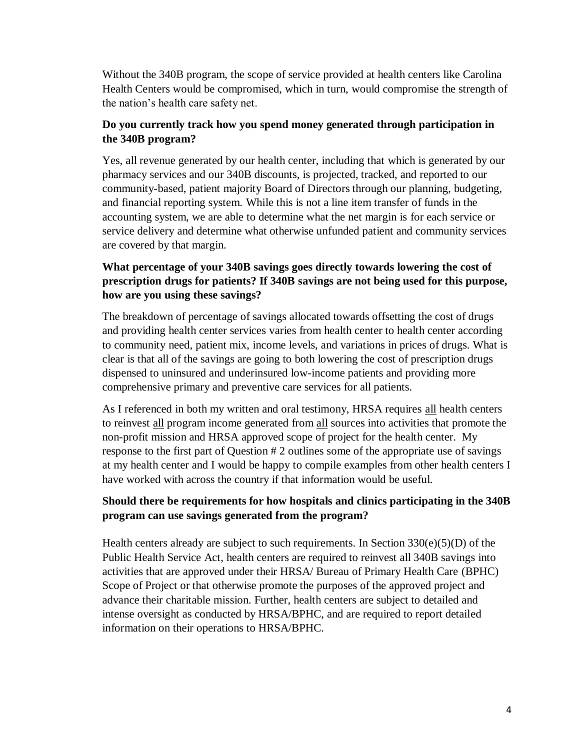Without the 340B program, the scope of service provided at health centers like Carolina Health Centers would be compromised, which in turn, would compromise the strength of the nation's health care safety net.

**Do you currently track how you spend money generated through participation in the 340B program?**

Yes, all revenue generated by our health center, including that which is generated by our pharmacy services and our 340B discounts, is projected, tracked, and reported to our community-based, patient majority Board of Directors through our planning, budgeting, and financial reporting system. While this is not a line item transfer of funds in the accounting system, we are able to determine what the net margin is for each service or service delivery and determine what otherwise unfunded patient and community services are covered by that margin.

**What percentage of your 340B savings goes directly towards lowering the cost of prescription drugs for patients? If 340B savings are not being used for this purpose, how are you using these savings?**

The breakdown of percentage of savings allocated towards offsetting the cost of drugs and providing health center services varies from health center to health center according to community need, patient mix, income levels, and variations in prices of drugs. What is clear is that all of the savings are going to both lowering the cost of prescription drugs dispensed to uninsured and underinsured low-income patients and providing more comprehensive primary and preventive care services for all patients.

As I referenced in both my written and oral testimony, HRSA requires <u>all</u> health centers to reinvest <u>all</u> program income generated from <u>all</u> sources into activities that promote the non-profit mission and HRSA approved scope of project for the health center. My response to the first part of Question # 2 outlines some of the appropriate use of savings at my health center and I would be happy to compile examples from other health centers I have worked with across the country if that information would be useful.

**Should there be requirements for how hospitals and clinics participating in the 340B program can use savings generated from the program?**

Health centers already are subject to such requirements. In Section 330(e)(5)(D) of the Public Health Service Act, health centers are required to reinvest all 340B savings into activities that are approved under their HRSA/ Bureau of Primary Health Care (BPHC) Scope of Project or that otherwise promote the purposes of the approved project and advance their charitable mission. Further, health centers are subject to detailed and intense oversight as conducted by HRSA/BPHC, and are required to report detailed information on their operations to HRSA/BPHC.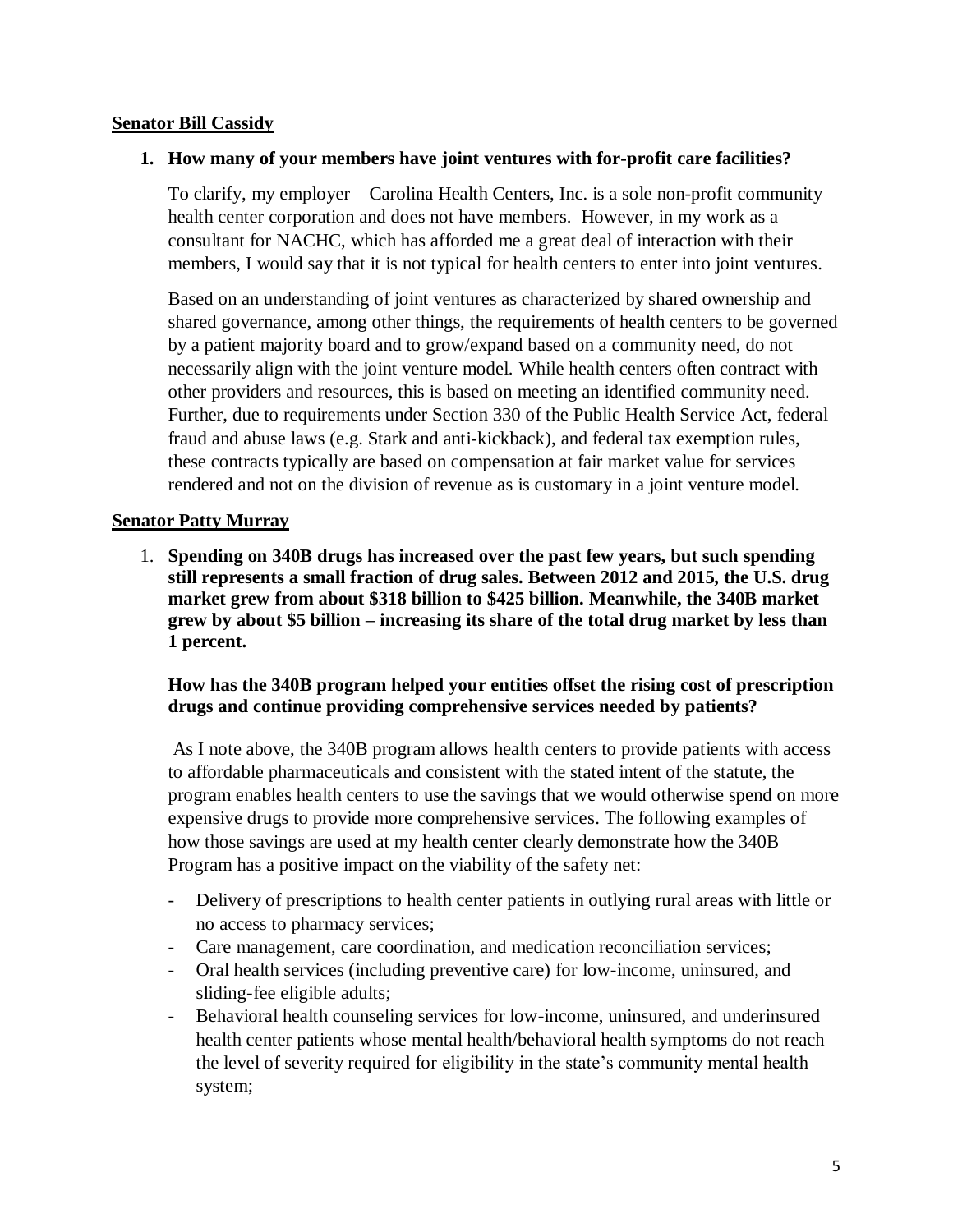**Senator Bill Cassidy**

**1. How many of your members have joint ventures with for-profit care facilities?**

To clarify, my employer – Carolina Health Centers, Inc. is a sole non-profit community health center corporation and does not have members. However, in my work as a consultant for NACHC, which has afforded me a great deal of interaction with their members, I would say that it is not typical for health centers to enter into joint ventures.

Based on an understanding of joint ventures as characterized by shared ownership and shared governance, among other things, the requirements of health centers to be governed by a patient majority board and to grow/expand based on a community need, do not necessarily align with the joint venture model. While health centers often contract with other providers and resources, this is based on meeting an identified community need. Further, due to requirements under Section 330 of the Public Health Service Act, federal fraud and abuse laws (e.g. Stark and anti-kickback), and federal tax exemption rules, these contracts typically are based on compensation at fair market value for services rendered and not on the division of revenue as is customary in a joint venture model.

**Senator Patty Murray**

1. **Spending on 340B drugs has increased over the past few years, but such spending still represents a small fraction of drug sales. Between 2012 and 2015, the U.S. drug market grew from about $318 billion to $425 billion. Meanwhile, the 340B market grew by about $5 billion – increasing its share of the total drug market by less than 1 percent.**

   **How has the 340B program helped your entities offset the rising cost of prescription drugs and continue providing comprehensive services needed by patients?**

   As I note above, the 340B program allows health centers to provide patients with access to affordable pharmaceuticals and consistent with the stated intent of the statute, the program enables health centers to use the savings that we would otherwise spend on more expensive drugs to provide more comprehensive services. The following examples of how those savings are used at my health center clearly demonstrate how the 340B Program has a positive impact on the viability of the safety net:

   - Delivery of prescriptions to health center patients in outlying rural areas with little or no access to pharmacy services;
   - Care management, care coordination, and medication reconciliation services;
   - Oral health services (including preventive care) for low-income, uninsured, and sliding-fee eligible adults;
   - Behavioral health counseling services for low-income, uninsured, and underinsured health center patients whose mental health/behavioral health symptoms do not reach the level of severity required for eligibility in the state's community mental health system;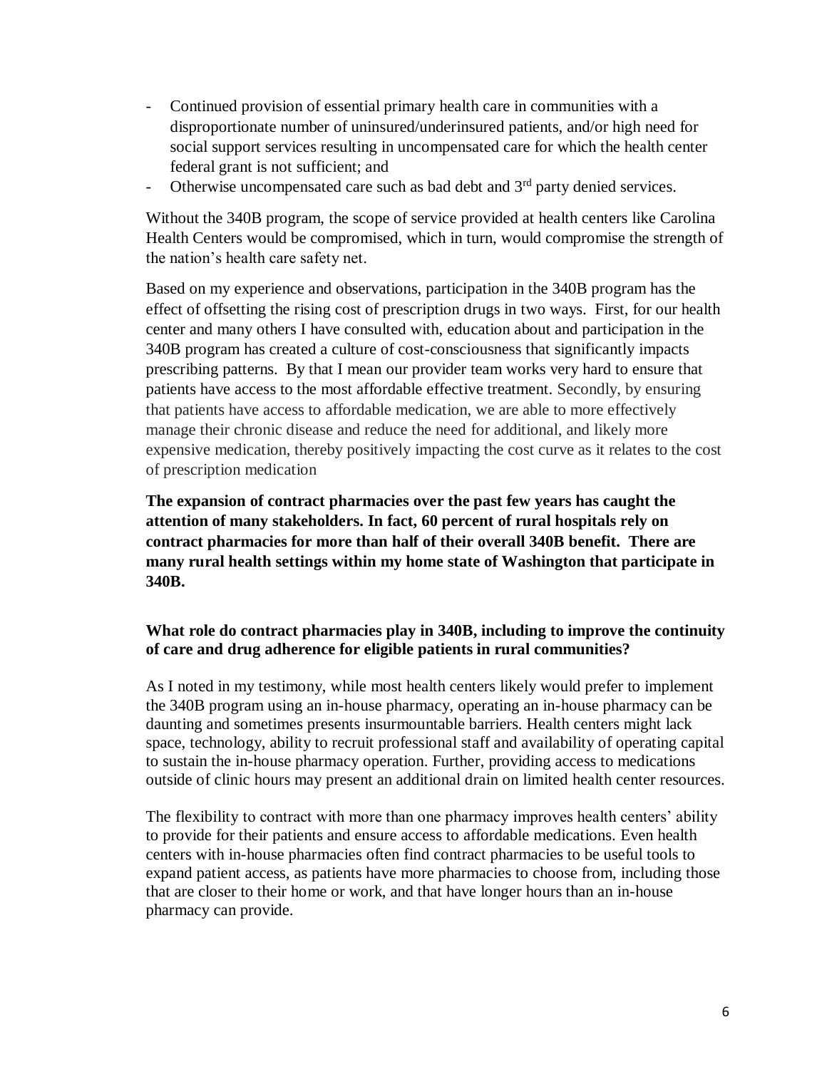- Continued provision of essential primary health care in communities with a disproportionate number of uninsured/underinsured patients, and/or high need for social support services resulting in uncompensated care for which the health center federal grant is not sufficient; and
- Otherwise uncompensated care such as bad debt and 3rd party denied services.

Without the 340B program, the scope of service provided at health centers like Carolina Health Centers would be compromised, which in turn, would compromise the strength of the nation's health care safety net.

Based on my experience and observations, participation in the 340B program has the effect of offsetting the rising cost of prescription drugs in two ways. First, for our health center and many others I have consulted with, education about and participation in the 340B program has created a culture of cost-consciousness that significantly impacts prescribing patterns. By that I mean our provider team works very hard to ensure that patients have access to the most affordable effective treatment. Secondly, by ensuring that patients have access to affordable medication, we are able to more effectively manage their chronic disease and reduce the need for additional, and likely more expensive medication, thereby positively impacting the cost curve as it relates to the cost of prescription medication

**The expansion of contract pharmacies over the past few years has caught the attention of many stakeholders. In fact, 60 percent of rural hospitals rely on contract pharmacies for more than half of their overall 340B benefit. There are many rural health settings within my home state of Washington that participate in 340B.**

**What role do contract pharmacies play in 340B, including to improve the continuity of care and drug adherence for eligible patients in rural communities?**

As I noted in my testimony, while most health centers likely would prefer to implement the 340B program using an in-house pharmacy, operating an in-house pharmacy can be daunting and sometimes presents insurmountable barriers. Health centers might lack space, technology, ability to recruit professional staff and availability of operating capital to sustain the in-house pharmacy operation. Further, providing access to medications outside of clinic hours may present an additional drain on limited health center resources.

The flexibility to contract with more than one pharmacy improves health centers' ability to provide for their patients and ensure access to affordable medications. Even health centers with in-house pharmacies often find contract pharmacies to be useful tools to expand patient access, as patients have more pharmacies to choose from, including those that are closer to their home or work, and that have longer hours than an in-house pharmacy can provide.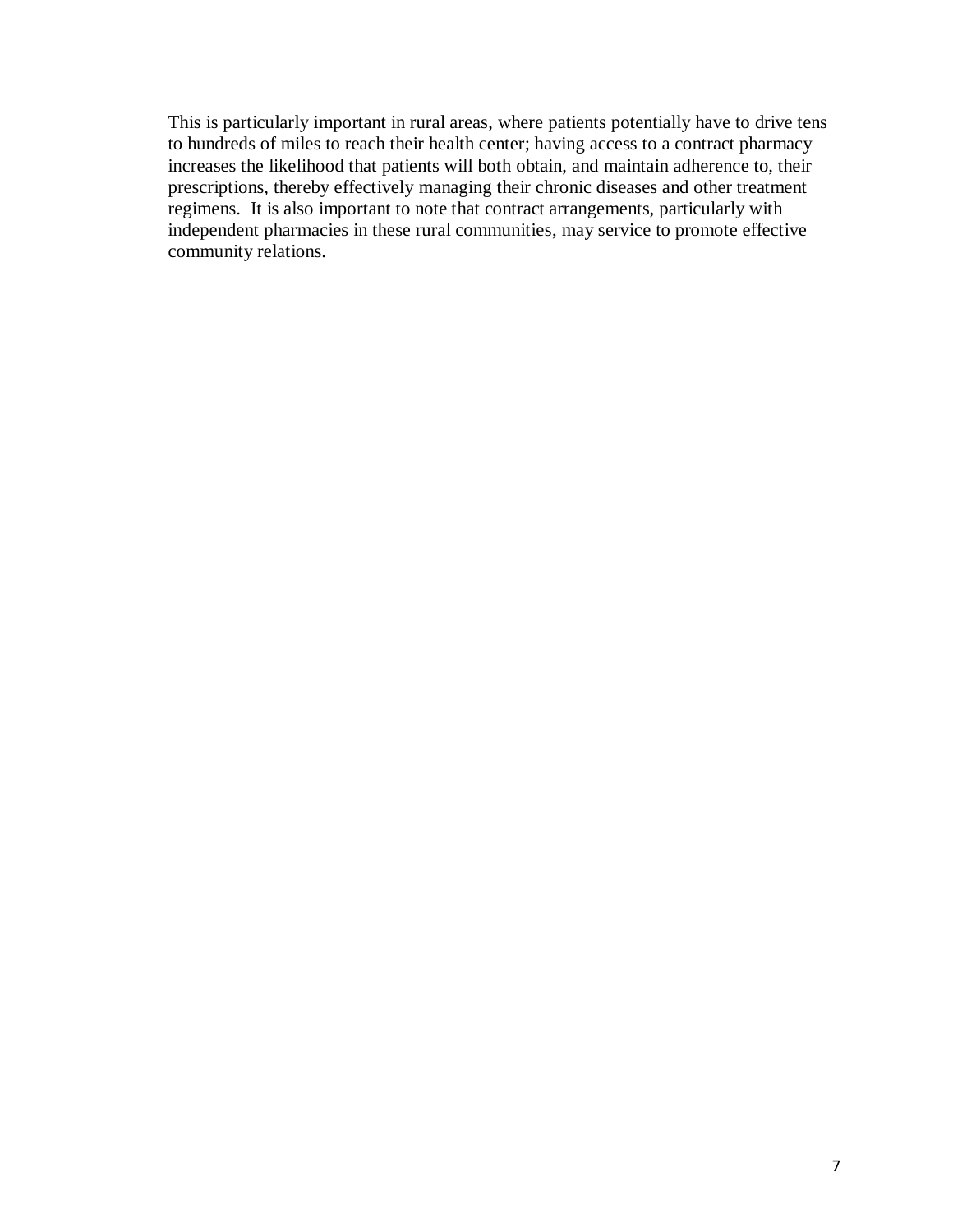This is particularly important in rural areas, where patients potentially have to drive tens to hundreds of miles to reach their health center; having access to a contract pharmacy increases the likelihood that patients will both obtain, and maintain adherence to, their prescriptions, thereby effectively managing their chronic diseases and other treatment regimens. It is also important to note that contract arrangements, particularly with independent pharmacies in these rural communities, may service to promote effective community relations.